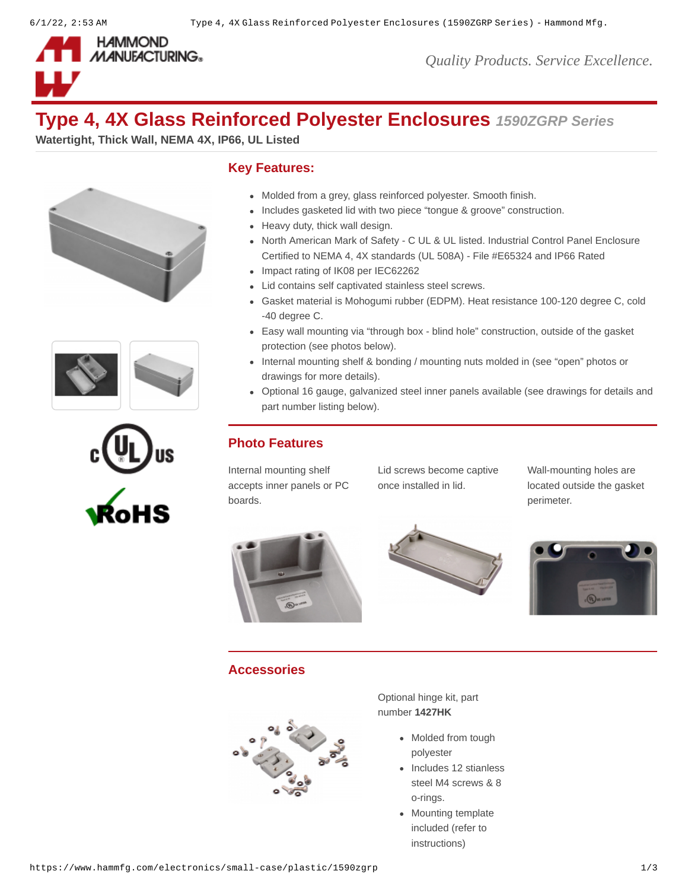# Type 4, 4X Glass Reinforced Polyester Enclosures *1590ZGRP Series*

**Watertight, Thick Wall, NEMA 4X, IP66, UL Listed**

## Key Features:

- Molded from a grey, glass reinforced polyester. Smooth finish.
- Includes gasketed lid with two piece "tongue & groove" construction.
- Heavy duty, thick wall design.
- North American Mark of Safety - C UL & UL listed. Industrial Control Panel Enclosure Certified to NEMA 4, 4X standards (UL 508A) - File #E65324 and IP66 Rated
- Impact rating of IK08 per IEC62262
- Lid contains self captivated stainless steel screws.
- Gasket material is Mohogumi rubber (EDPM). Heat resistance 100-120 degree C, cold -40 degree C.
- Easy wall mounting via "through box - blind hole" construction, outside of the gasket protection (see photos below).
- Internal mounting shelf & bonding / mounting nuts molded in (see "open" photos or drawings for more details).
- Optional 16 gauge, galvanized steel inner panels available (see drawings for details and part number listing below).

## Photo Features

Internal mounting shelf accepts inner panels or PC boards.

Lid screws become captive once installed in lid.

Wall-mounting holes are located outside the gasket perimeter.

## Accessories

Optional hinge kit, part number **1427HK**

- Molded from tough polyester
- Includes 12 stianless steel M4 screws & 8 o-rings.
- Mounting template included (refer to instructions)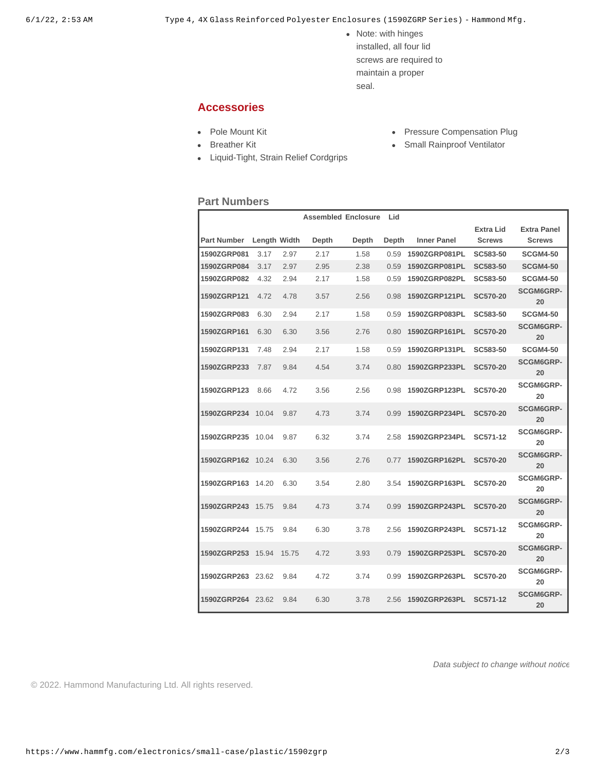- Note: with hinges installed, all four lid screws are required to maintain a proper seal.

## Accessories

- Pole Mount Kit
- Breather Kit
- Liquid-Tight, Strain Relief Cordgrips
- Pressure Compensation Plug
- Small Rainproof Ventilator

### Part Numbers

| | Assembled Enclosure | | | Lid | | | | |
|---|---|---|---|---|---|---|---|---|
| Part Number | Length | Width | Depth | Depth | Depth | Inner Panel | Extra Lid Screws | Extra Panel Screws |
| 1590ZGRP081 | 3.17 | 2.97 | 2.17 | 1.58 | 0.59 | 1590ZGRP081PL | SC583-50 | SCGM4-50 |
| 1590ZGRP084 | 3.17 | 2.97 | 2.95 | 2.38 | 0.59 | 1590ZGRP081PL | SC583-50 | SCGM4-50 |
| 1590ZGRP082 | 4.32 | 2.94 | 2.17 | 1.58 | 0.59 | 1590ZGRP082PL | SC583-50 | SCGM4-50 |
| 1590ZGRP121 | 4.72 | 4.78 | 3.57 | 2.56 | 0.98 | 1590ZGRP121PL | SC570-20 | SCGM6GRP-20 |
| 1590ZGRP083 | 6.30 | 2.94 | 2.17 | 1.58 | 0.59 | 1590ZGRP083PL | SC583-50 | SCGM4-50 |
| 1590ZGRP161 | 6.30 | 6.30 | 3.56 | 2.76 | 0.80 | 1590ZGRP161PL | SC570-20 | SCGM6GRP-20 |
| 1590ZGRP131 | 7.48 | 2.94 | 2.17 | 1.58 | 0.59 | 1590ZGRP131PL | SC583-50 | SCGM4-50 |
| 1590ZGRP233 | 7.87 | 9.84 | 4.54 | 3.74 | 0.80 | 1590ZGRP233PL | SC570-20 | SCGM6GRP-20 |
| 1590ZGRP123 | 8.66 | 4.72 | 3.56 | 2.56 | 0.98 | 1590ZGRP123PL | SC570-20 | SCGM6GRP-20 |
| 1590ZGRP234 | 10.04 | 9.87 | 4.73 | 3.74 | 0.99 | 1590ZGRP234PL | SC570-20 | SCGM6GRP-20 |
| 1590ZGRP235 | 10.04 | 9.87 | 6.32 | 3.74 | 2.58 | 1590ZGRP234PL | SC571-12 | SCGM6GRP-20 |
| 1590ZGRP162 | 10.24 | 6.30 | 3.56 | 2.76 | 0.77 | 1590ZGRP162PL | SC570-20 | SCGM6GRP-20 |
| 1590ZGRP163 | 14.20 | 6.30 | 3.54 | 2.80 | 3.54 | 1590ZGRP163PL | SC570-20 | SCGM6GRP-20 |
| 1590ZGRP243 | 15.75 | 9.84 | 4.73 | 3.74 | 0.99 | 1590ZGRP243PL | SC570-20 | SCGM6GRP-20 |
| 1590ZGRP244 | 15.75 | 9.84 | 6.30 | 3.78 | 2.56 | 1590ZGRP243PL | SC571-12 | SCGM6GRP-20 |
| 1590ZGRP253 | 15.94 | 15.75 | 4.72 | 3.93 | 0.79 | 1590ZGRP253PL | SC570-20 | SCGM6GRP-20 |
| 1590ZGRP263 | 23.62 | 9.84 | 4.72 | 3.74 | 0.99 | 1590ZGRP263PL | SC570-20 | SCGM6GRP-20 |
| 1590ZGRP264 | 23.62 | 9.84 | 6.30 | 3.78 | 2.56 | 1590ZGRP263PL | SC571-12 | SCGM6GRP-20 |

*Data subject to change without notice*

© 2022. Hammond Manufacturing Ltd. All rights reserved.